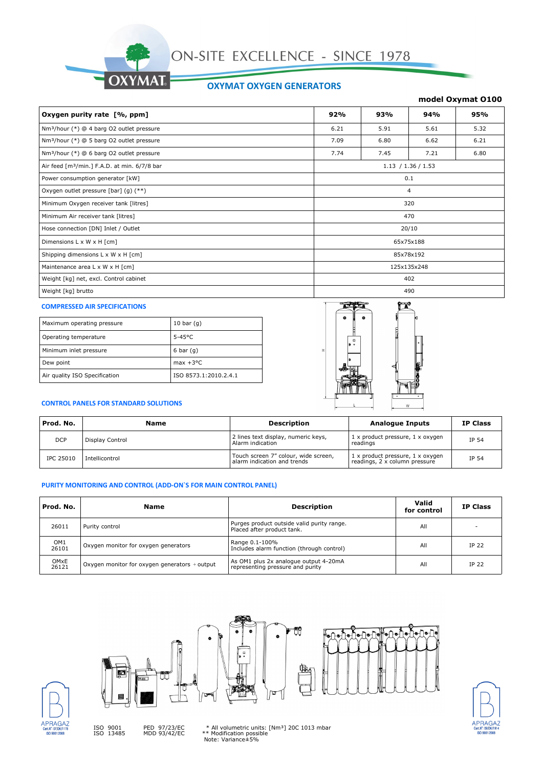ON-SITE EXCELLENCE - SINCE 1978

OXYMAT

## OXYMAT OXYGEN GENERATORS

**model Oxymat O100**

| Oxygen purity rate [%, ppm] | 92% | 93% | 94% | 95% |
|---|---|---|---|---|
| Nm³/hour (*) @ 4 barg O2 outlet pressure | 6.21 | 5.91 | 5.61 | 5.32 |
| Nm³/hour (*) @ 5 barg O2 outlet pressure | 7.09 | 6.80 | 6.62 | 6.21 |
| Nm³/hour (*) @ 6 barg O2 outlet pressure | 7.74 | 7.45 | 7.21 | 6.80 |
| Air feed [m³/min.] F.A.D. at min. 6/7/8 bar | 1.13 / 1.36 / 1.53 | | | |
| Power consumption generator [kW] | 0.1 | | | |
| Oxygen outlet pressure [bar] (g) (**) | 4 | | | |
| Minimum Oxygen receiver tank [litres] | 320 | | | |
| Minimum Air receiver tank [litres] | 470 | | | |
| Hose connection [DN] Inlet / Outlet | 20/10 | | | |
| Dimensions L x W x H [cm] | 65x75x188 | | | |
| Shipping dimensions L x W x H [cm] | 85x78x192 | | | |
| Maintenance area L x W x H [cm] | 125x135x248 | | | |
| Weight [kg] net, excl. Control cabinet | 402 | | | |
| Weight [kg] brutto | 490 | | | |

### COMPRESSED AIR SPECIFICATIONS

| Maximum operating pressure | 10 bar (g) |
|---|---|
| Operating temperature | 5-45°C |
| Minimum inlet pressure | 6 bar (g) |
| Dew point | max +3°C |
| Air quality ISO Specification | ISO 8573.1:2010.2.4.1 |

### CONTROL PANELS FOR STANDARD SOLUTIONS

| Prod. No. | Name | Description | Analogue Inputs | IP Class |
|---|---|---|---|---|
| DCP | Display Control | 2 lines text display, numeric keys, Alarm indication | 1 x product pressure, 1 x oxygen readings | IP 54 |
| IPC 25010 | Intellicontrol | Touch screen 7" colour, wide screen, alarm indication and trends | 1 x product pressure, 1 x oxygen readings, 2 x column pressure | IP 54 |

### PURITY MONITORING AND CONTROL (ADD-ON`S FOR MAIN CONTROL PANEL)

| Prod. No. | Name | Description | Valid for control | IP Class |
|---|---|---|---|---|
| 26011 | Purity control | Purges product outside valid purity range. Placed after product tank. | All | - |
| OM1 26101 | Oxygen monitor for oxygen generators | Range 0.1-100% Includes alarm function (through control) | All | IP 22 |
| OMxE 26121 | Oxygen monitor for oxygen generators + output | As OM1 plus 2x analogue output 4-20mA representing pressure and purity | All | IP 22 |

APRAGAZ Cert.N°: 07/DK/1178 ISO 9001:2008

ISO 9001
ISO 13485

PED 97/23/EC
MDD 93/42/EC

\* All volumetric units: [Nm³] 20C 1013 mbar
\** Modification possible
Note: Variance±5%

APRAGAZ Cert.N°: 09/DK/1914 ISO 9001:2008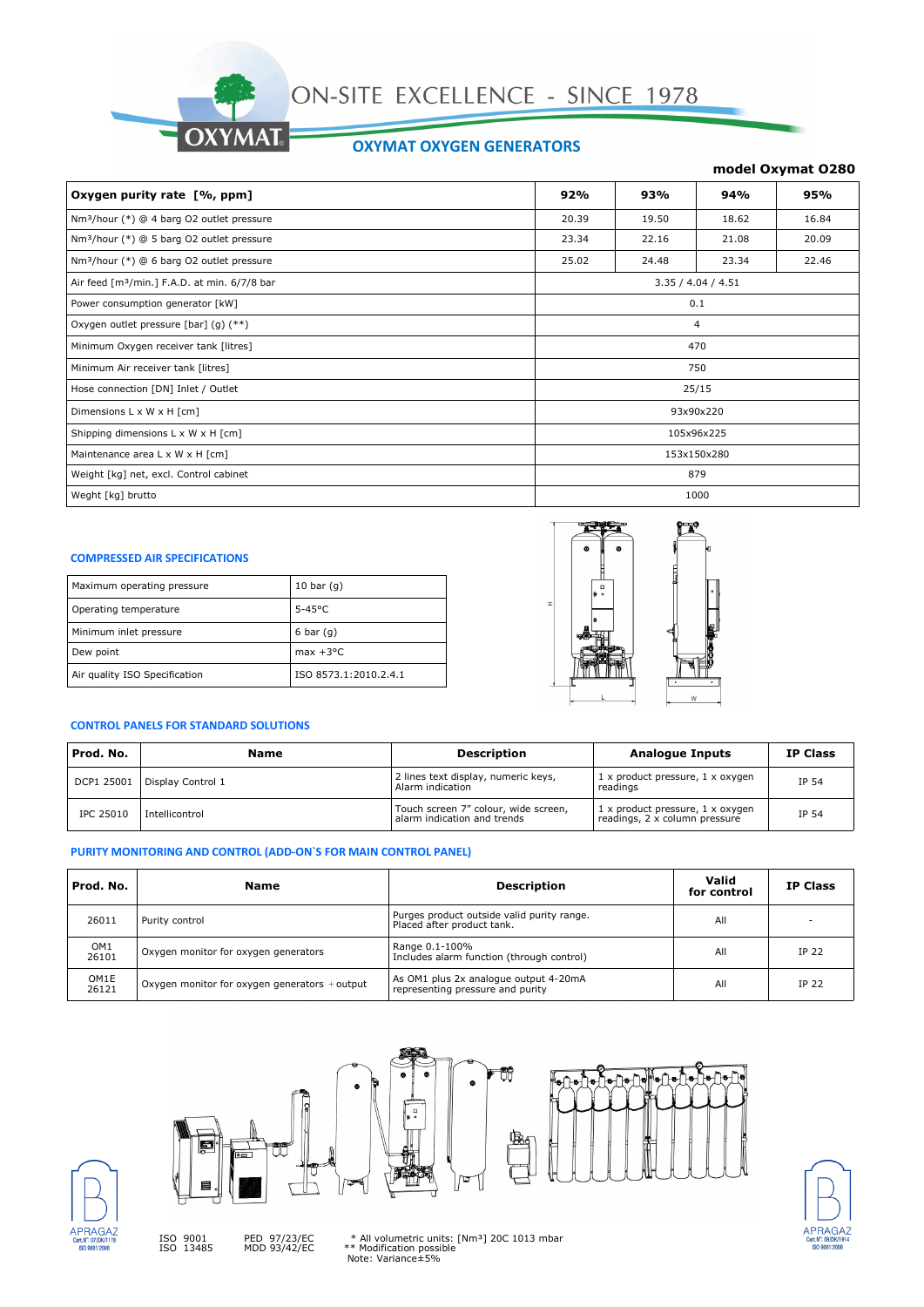ON-SITE EXCELLENCE - SINCE 1978

## OXYMAT OXYGEN GENERATORS

**model Oxymat O280**

| Oxygen purity rate [%, ppm] | 92% | 93% | 94% | 95% |
|---|---|---|---|---|
| Nm³/hour (*) @ 4 barg O2 outlet pressure | 20.39 | 19.50 | 18.62 | 16.84 |
| Nm³/hour (*) @ 5 barg O2 outlet pressure | 23.34 | 22.16 | 21.08 | 20.09 |
| Nm³/hour (*) @ 6 barg O2 outlet pressure | 25.02 | 24.48 | 23.34 | 22.46 |
| Air feed [m³/min.] F.A.D. at min. 6/7/8 bar | 3.35 / 4.04 / 4.51 | | | |
| Power consumption generator [kW] | 0.1 | | | |
| Oxygen outlet pressure [bar] (g) (**) | 4 | | | |
| Minimum Oxygen receiver tank [litres] | 470 | | | |
| Minimum Air receiver tank [litres] | 750 | | | |
| Hose connection [DN] Inlet / Outlet | 25/15 | | | |
| Dimensions L x W x H [cm] | 93x90x220 | | | |
| Shipping dimensions L x W x H [cm] | 105x96x225 | | | |
| Maintenance area L x W x H [cm] | 153x150x280 | | | |
| Weight [kg] net, excl. Control cabinet | 879 | | | |
| Weght [kg] brutto | 1000 | | | |

### COMPRESSED AIR SPECIFICATIONS

| Maximum operating pressure | 10 bar (g) |
|---|---|
| Operating temperature | 5-45°C |
| Minimum inlet pressure | 6 bar (g) |
| Dew point | max +3°C |
| Air quality ISO Specification | ISO 8573.1:2010.2.4.1 |

### CONTROL PANELS FOR STANDARD SOLUTIONS

| Prod. No. | Name | Description | Analogue Inputs | IP Class |
|---|---|---|---|---|
| DCP1 25001 | Display Control 1 | 2 lines text display, numeric keys, Alarm indication | 1 x product pressure, 1 x oxygen readings | IP 54 |
| IPC 25010 | Intellicontrol | Touch screen 7" colour, wide screen, alarm indication and trends | 1 x product pressure, 1 x oxygen readings, 2 x column pressure | IP 54 |

### PURITY MONITORING AND CONTROL (ADD-ON`S FOR MAIN CONTROL PANEL)

| Prod. No. | Name | Description | Valid for control | IP Class |
|---|---|---|---|---|
| 26011 | Purity control | Purges product outside valid purity range. Placed after product tank. | All | - |
| OM1 26101 | Oxygen monitor for oxygen generators | Range 0.1-100% Includes alarm function (through control) | All | IP 22 |
| OM1E 26121 | Oxygen monitor for oxygen generators + output | As OM1 plus 2x analogue output 4-20mA representing pressure and purity | All | IP 22 |

ISO 9001
ISO 13485

PED 97/23/EC
MDD 93/42/EC

\* All volumetric units: [Nm³] 20C 1013 mbar
\*\* Modification possible
Note: Variance±5%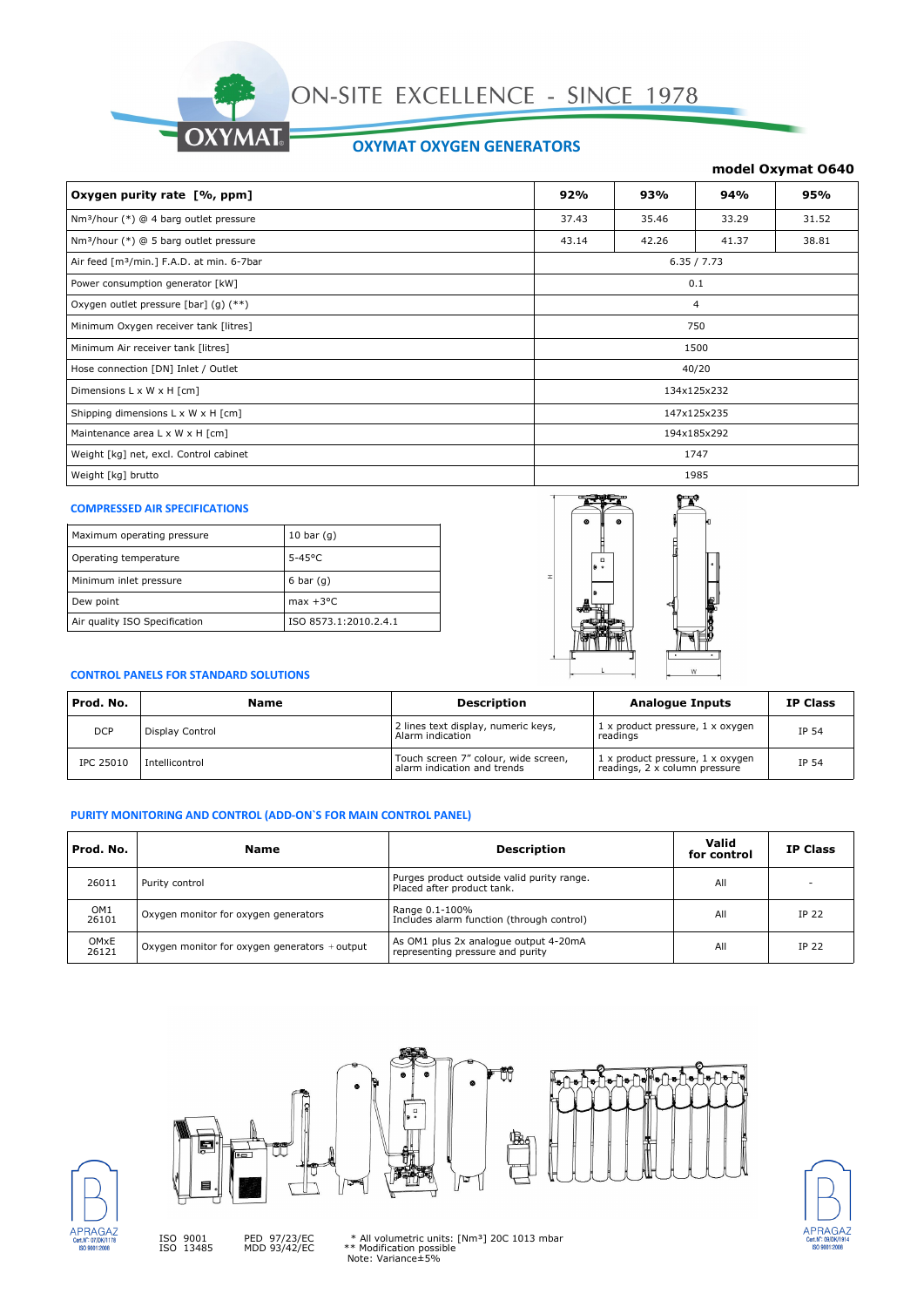ON-SITE EXCELLENCE - SINCE 1978

OXYMAT

## OXYMAT OXYGEN GENERATORS

**model Oxymat O640**

| **Oxygen purity rate [%, ppm]** | **92%** | **93%** | **94%** | **95%** |
|---|---|---|---|---|
| Nm³/hour (*) @ 4 barg outlet pressure | 37.43 | 35.46 | 33.29 | 31.52 |
| Nm³/hour (*) @ 5 barg outlet pressure | 43.14 | 42.26 | 41.37 | 38.81 |
| Air feed [m³/min.] F.A.D. at min. 6-7bar | 6.35 / 7.73 | | | |
| Power consumption generator [kW] | 0.1 | | | |
| Oxygen outlet pressure [bar] (g) (**) | 4 | | | |
| Minimum Oxygen receiver tank [litres] | 750 | | | |
| Minimum Air receiver tank [litres] | 1500 | | | |
| Hose connection [DN] Inlet / Outlet | 40/20 | | | |
| Dimensions L x W x H [cm] | 134x125x232 | | | |
| Shipping dimensions L x W x H [cm] | 147x125x235 | | | |
| Maintenance area L x W x H [cm] | 194x185x292 | | | |
| Weight [kg] net, excl. Control cabinet | 1747 | | | |
| Weight [kg] brutto | 1985 | | | |

### COMPRESSED AIR SPECIFICATIONS

| | |
|---|---|
| Maximum operating pressure | 10 bar (g) |
| Operating temperature | 5-45°C |
| Minimum inlet pressure | 6 bar (g) |
| Dew point | max +3°C |
| Air quality ISO Specification | ISO 8573.1:2010.2.4.1 |

H

L

W

### CONTROL PANELS FOR STANDARD SOLUTIONS

| **Prod. No.** | **Name** | **Description** | **Analogue Inputs** | **IP Class** |
|---|---|---|---|---|
| DCP | Display Control | 2 lines text display, numeric keys, Alarm indication | 1 x product pressure, 1 x oxygen readings | IP 54 |
| IPC 25010 | Intellicontrol | Touch screen 7" colour, wide screen, alarm indication and trends | 1 x product pressure, 1 x oxygen readings, 2 x column pressure | IP 54 |

### PURITY MONITORING AND CONTROL (ADD-ON`S FOR MAIN CONTROL PANEL)

| **Prod. No.** | **Name** | **Description** | **Valid for control** | **IP Class** |
|---|---|---|---|---|
| 26011 | Purity control | Purges product outside valid purity range. Placed after product tank. | All | - |
| OM1 26101 | Oxygen monitor for oxygen generators | Range 0.1-100% Includes alarm function (through control) | All | IP 22 |
| OMxE 26121 | Oxygen monitor for oxygen generators + output | As OM1 plus 2x analogue output 4-20mA representing pressure and purity | All | IP 22 |

APRAGAZ Cert.N°: 07/DK/1178 ISO 9001:2008

ISO 9001
ISO 13485

PED 97/23/EC
MDD 93/42/EC

\* All volumetric units: [Nm³] 20C 1013 mbar
\*\* Modification possible
Note: Variance±5%

APRAGAZ Cert.N°: 09/DK/1914 ISO 9001:2008